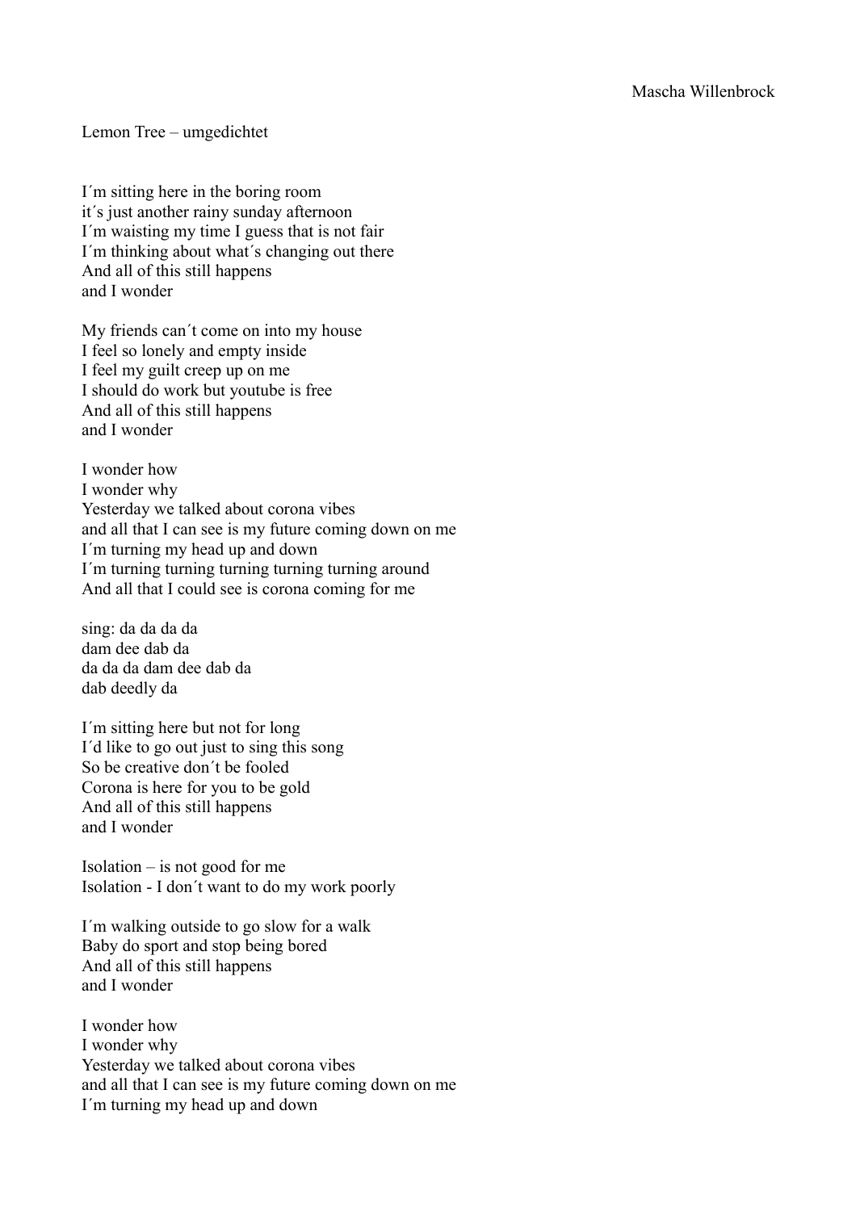Mascha Willenbrock

Lemon Tree – umgedichtet

I´m sitting here in the boring room
it´s just another rainy sunday afternoon
I´m waisting my time I guess that is not fair
I´m thinking about what´s changing out there
And all of this still happens
and I wonder

My friends can´t come on into my house
I feel so lonely and empty inside
I feel my guilt creep up on me
I should do work but youtube is free
And all of this still happens
and I wonder

I wonder how
I wonder why
Yesterday we talked about corona vibes
and all that I can see is my future coming down on me
I´m turning my head up and down
I´m turning turning turning turning turning around
And all that I could see is corona coming for me

sing: da da da da
dam dee dab da
da da da dam dee dab da
dab deedly da

I´m sitting here but not for long
I´d like to go out just to sing this song
So be creative don´t be fooled
Corona is here for you to be gold
And all of this still happens
and I wonder

Isolation – is not good for me
Isolation - I don´t want to do my work poorly

I´m walking outside to go slow for a walk
Baby do sport and stop being bored
And all of this still happens
and I wonder

I wonder how
I wonder why
Yesterday we talked about corona vibes
and all that I can see is my future coming down on me
I´m turning my head up and down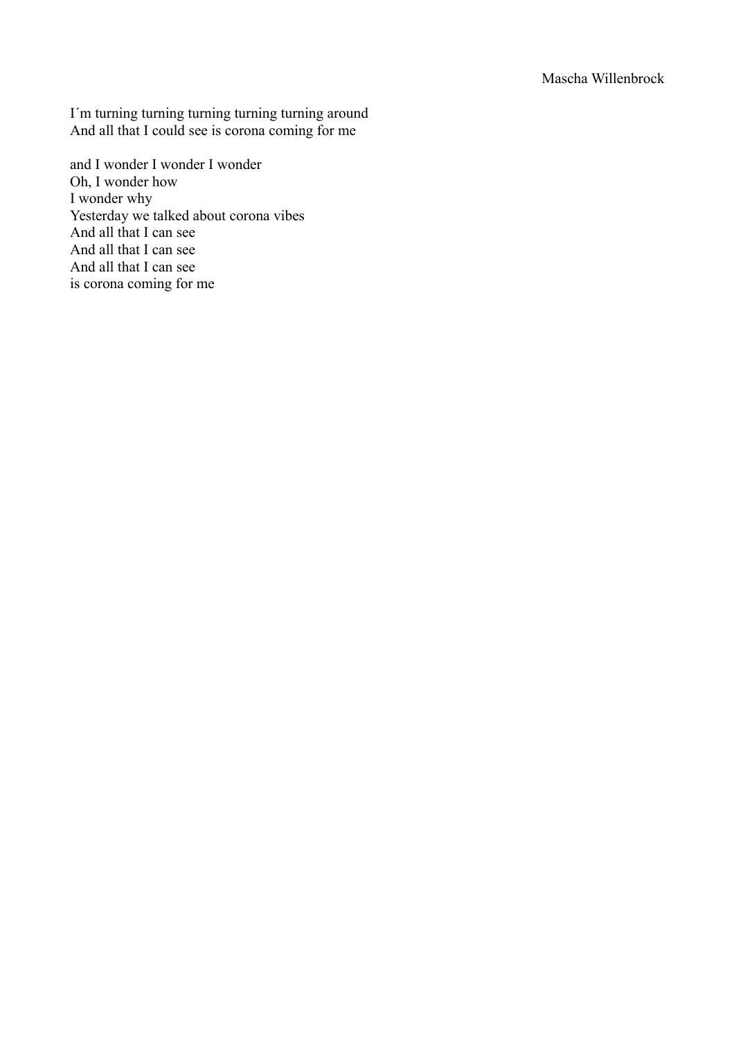Mascha Willenbrock

I´m turning turning turning turning turning around  
And all that I could see is corona coming for me

and I wonder I wonder I wonder  
Oh, I wonder how  
I wonder why  
Yesterday we talked about corona vibes  
And all that I can see  
And all that I can see  
And all that I can see  
is corona coming for me